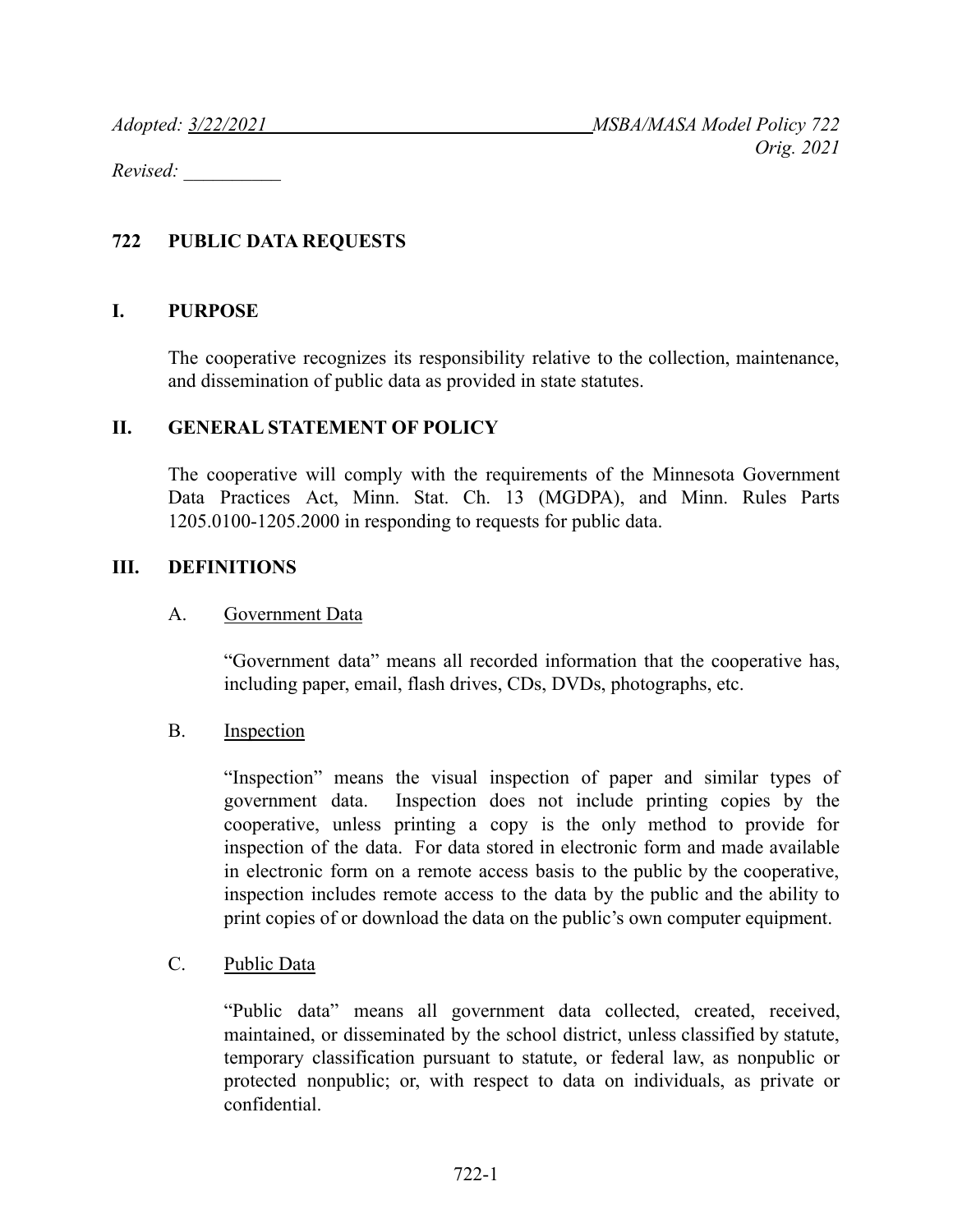*Adopted: 3/22/2021* *MSBA/MASA Model Policy 722*
*Orig. 2021*

*Revised: __________*

# 722 PUBLIC DATA REQUESTS

## I. PURPOSE

The cooperative recognizes its responsibility relative to the collection, maintenance, and dissemination of public data as provided in state statutes.

## II. GENERAL STATEMENT OF POLICY

The cooperative will comply with the requirements of the Minnesota Government Data Practices Act, Minn. Stat. Ch. 13 (MGDPA), and Minn. Rules Parts 1205.0100-1205.2000 in responding to requests for public data.

## III. DEFINITIONS

A. Government Data

"Government data" means all recorded information that the cooperative has, including paper, email, flash drives, CDs, DVDs, photographs, etc.

B. Inspection

"Inspection" means the visual inspection of paper and similar types of government data. Inspection does not include printing copies by the cooperative, unless printing a copy is the only method to provide for inspection of the data. For data stored in electronic form and made available in electronic form on a remote access basis to the public by the cooperative, inspection includes remote access to the data by the public and the ability to print copies of or download the data on the public's own computer equipment.

C. Public Data

"Public data" means all government data collected, created, received, maintained, or disseminated by the school district, unless classified by statute, temporary classification pursuant to statute, or federal law, as nonpublic or protected nonpublic; or, with respect to data on individuals, as private or confidential.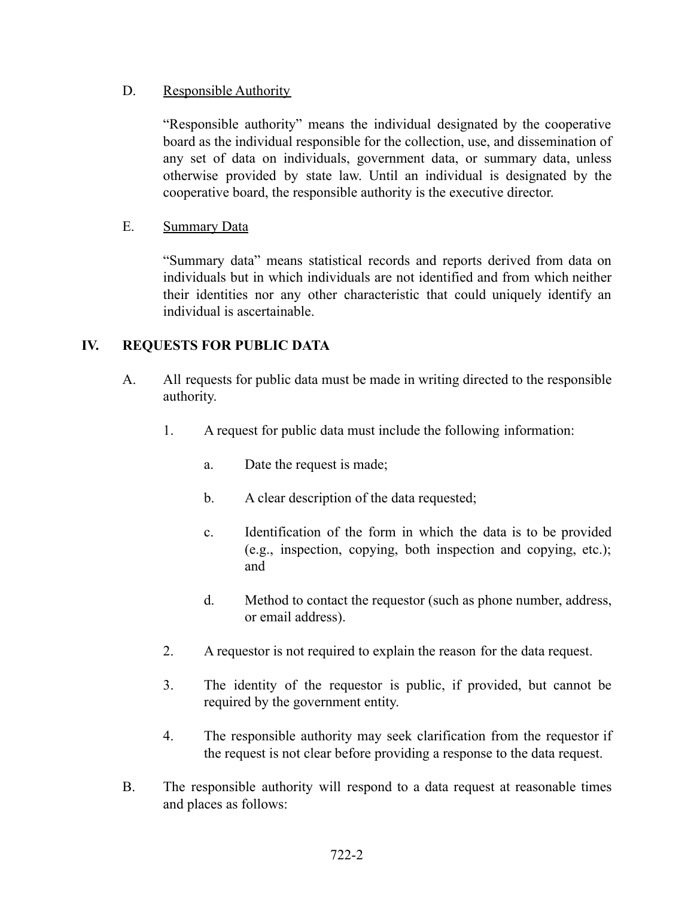D. Responsible Authority

"Responsible authority" means the individual designated by the cooperative board as the individual responsible for the collection, use, and dissemination of any set of data on individuals, government data, or summary data, unless otherwise provided by state law. Until an individual is designated by the cooperative board, the responsible authority is the executive director.

E. Summary Data

"Summary data" means statistical records and reports derived from data on individuals but in which individuals are not identified and from which neither their identities nor any other characteristic that could uniquely identify an individual is ascertainable.

## IV. REQUESTS FOR PUBLIC DATA

A. All requests for public data must be made in writing directed to the responsible authority.

1. A request for public data must include the following information:

   a. Date the request is made;

   b. A clear description of the data requested;

   c. Identification of the form in which the data is to be provided (e.g., inspection, copying, both inspection and copying, etc.); and

   d. Method to contact the requestor (such as phone number, address, or email address).

2. A requestor is not required to explain the reason for the data request.

3. The identity of the requestor is public, if provided, but cannot be required by the government entity.

4. The responsible authority may seek clarification from the requestor if the request is not clear before providing a response to the data request.

B. The responsible authority will respond to a data request at reasonable times and places as follows: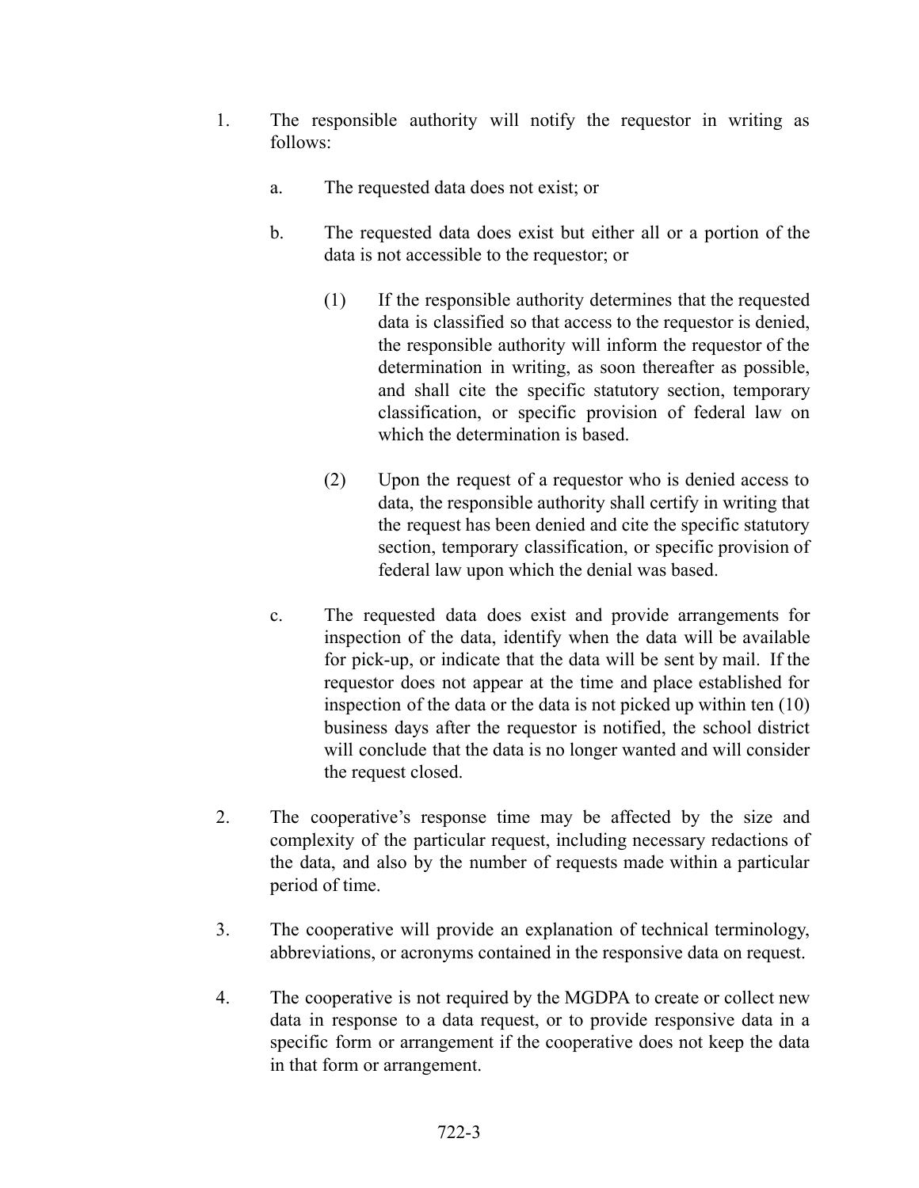1. The responsible authority will notify the requestor in writing as follows:

   a. The requested data does not exist; or

   b. The requested data does exist but either all or a portion of the data is not accessible to the requestor; or

      (1) If the responsible authority determines that the requested data is classified so that access to the requestor is denied, the responsible authority will inform the requestor of the determination in writing, as soon thereafter as possible, and shall cite the specific statutory section, temporary classification, or specific provision of federal law on which the determination is based.

      (2) Upon the request of a requestor who is denied access to data, the responsible authority shall certify in writing that the request has been denied and cite the specific statutory section, temporary classification, or specific provision of federal law upon which the denial was based.

   c. The requested data does exist and provide arrangements for inspection of the data, identify when the data will be available for pick-up, or indicate that the data will be sent by mail. If the requestor does not appear at the time and place established for inspection of the data or the data is not picked up within ten (10) business days after the requestor is notified, the school district will conclude that the data is no longer wanted and will consider the request closed.

2. The cooperative's response time may be affected by the size and complexity of the particular request, including necessary redactions of the data, and also by the number of requests made within a particular period of time.

3. The cooperative will provide an explanation of technical terminology, abbreviations, or acronyms contained in the responsive data on request.

4. The cooperative is not required by the MGDPA to create or collect new data in response to a data request, or to provide responsive data in a specific form or arrangement if the cooperative does not keep the data in that form or arrangement.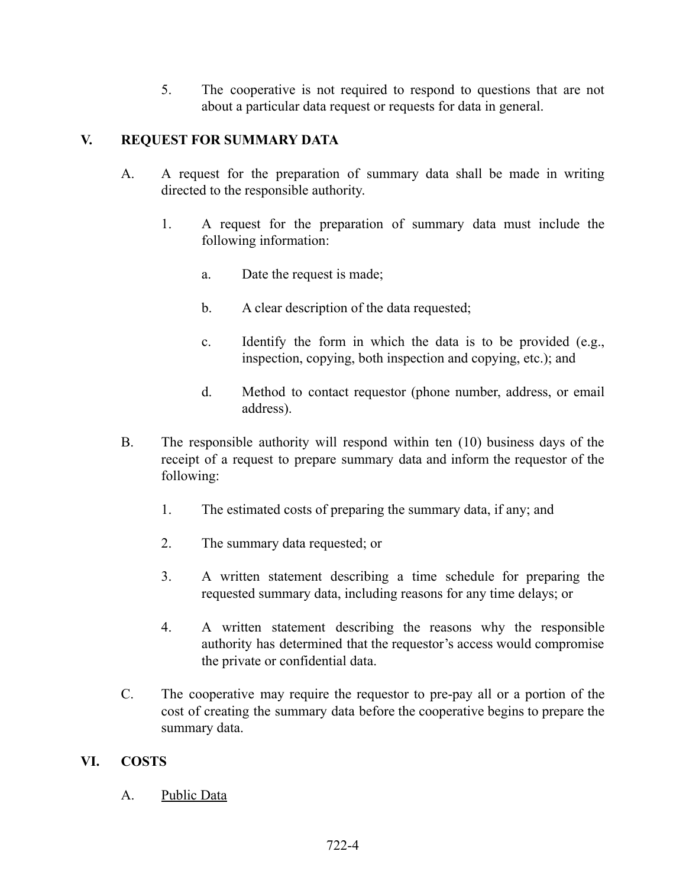5. The cooperative is not required to respond to questions that are not about a particular data request or requests for data in general.

## V. REQUEST FOR SUMMARY DATA

A. A request for the preparation of summary data shall be made in writing directed to the responsible authority.

   1. A request for the preparation of summary data must include the following information:

      a. Date the request is made;

      b. A clear description of the data requested;

      c. Identify the form in which the data is to be provided (e.g., inspection, copying, both inspection and copying, etc.); and

      d. Method to contact requestor (phone number, address, or email address).

B. The responsible authority will respond within ten (10) business days of the receipt of a request to prepare summary data and inform the requestor of the following:

   1. The estimated costs of preparing the summary data, if any; and

   2. The summary data requested; or

   3. A written statement describing a time schedule for preparing the requested summary data, including reasons for any time delays; or

   4. A written statement describing the reasons why the responsible authority has determined that the requestor's access would compromise the private or confidential data.

C. The cooperative may require the requestor to pre-pay all or a portion of the cost of creating the summary data before the cooperative begins to prepare the summary data.

## VI. COSTS

A. Public Data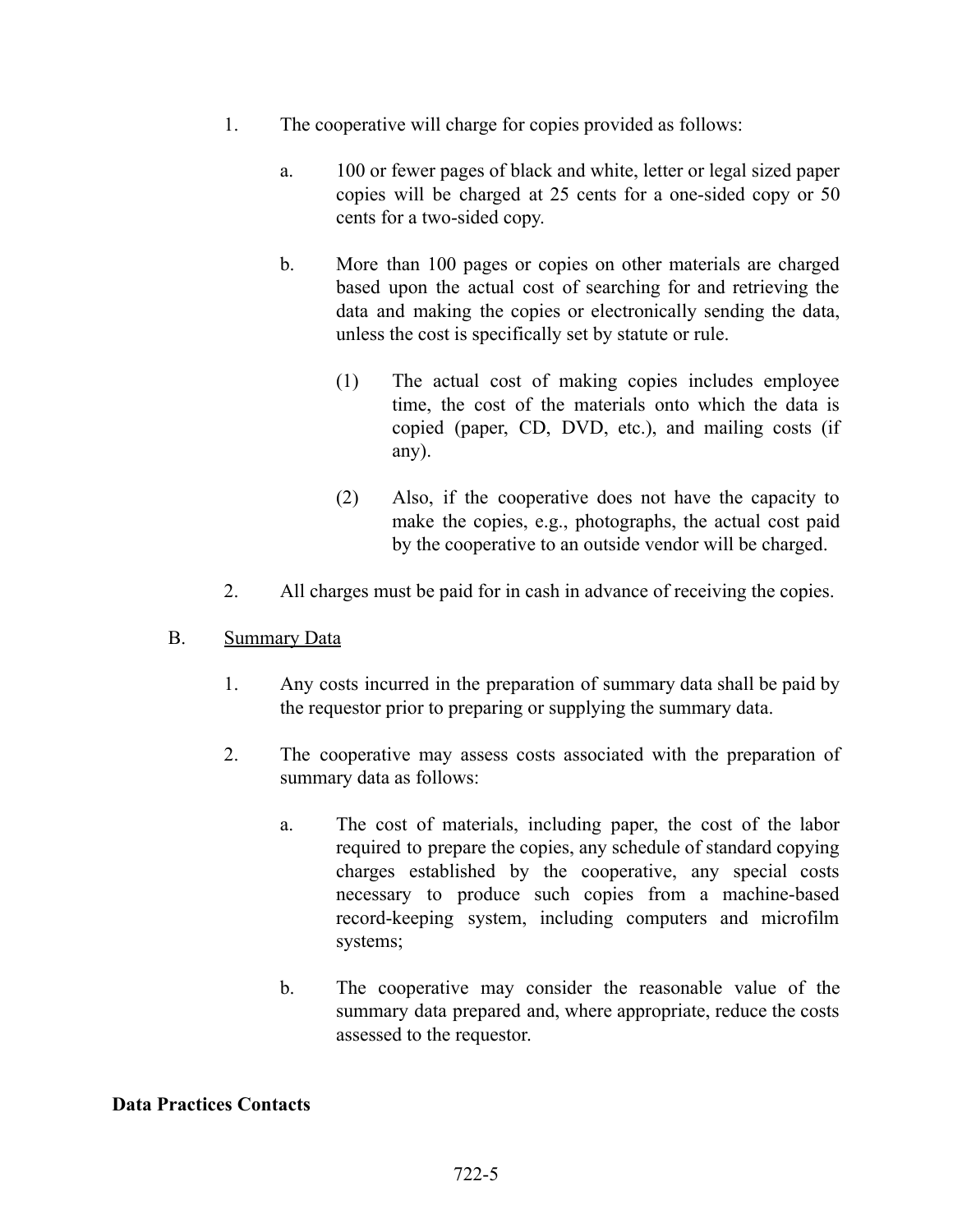1. The cooperative will charge for copies provided as follows:

    a. 100 or fewer pages of black and white, letter or legal sized paper copies will be charged at 25 cents for a one-sided copy or 50 cents for a two-sided copy.

    b. More than 100 pages or copies on other materials are charged based upon the actual cost of searching for and retrieving the data and making the copies or electronically sending the data, unless the cost is specifically set by statute or rule.

        (1) The actual cost of making copies includes employee time, the cost of the materials onto which the data is copied (paper, CD, DVD, etc.), and mailing costs (if any).

        (2) Also, if the cooperative does not have the capacity to make the copies, e.g., photographs, the actual cost paid by the cooperative to an outside vendor will be charged.

2. All charges must be paid for in cash in advance of receiving the copies.

B. <u>Summary Data</u>

1. Any costs incurred in the preparation of summary data shall be paid by the requestor prior to preparing or supplying the summary data.

2. The cooperative may assess costs associated with the preparation of summary data as follows:

    a. The cost of materials, including paper, the cost of the labor required to prepare the copies, any schedule of standard copying charges established by the cooperative, any special costs necessary to produce such copies from a machine-based record-keeping system, including computers and microfilm systems;

    b. The cooperative may consider the reasonable value of the summary data prepared and, where appropriate, reduce the costs assessed to the requestor.

**Data Practices Contacts**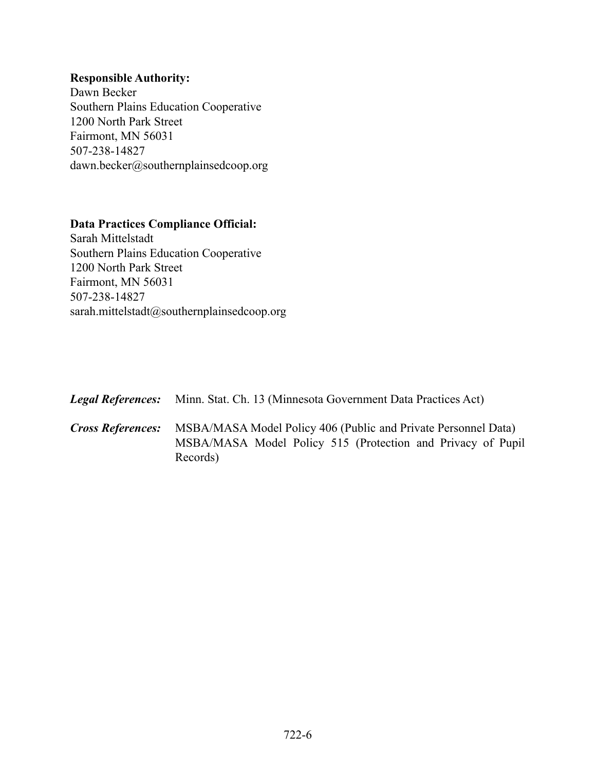**Responsible Authority:**
Dawn Becker
Southern Plains Education Cooperative
1200 North Park Street
Fairmont, MN 56031
507-238-14827
dawn.becker@southernplainsedcoop.org

**Data Practices Compliance Official:**
Sarah Mittelstadt
Southern Plains Education Cooperative
1200 North Park Street
Fairmont, MN 56031
507-238-14827
sarah.mittelstadt@southernplainsedcoop.org

***Legal References:*** Minn. Stat. Ch. 13 (Minnesota Government Data Practices Act)

***Cross References:*** MSBA/MASA Model Policy 406 (Public and Private Personnel Data)
MSBA/MASA Model Policy 515 (Protection and Privacy of Pupil Records)